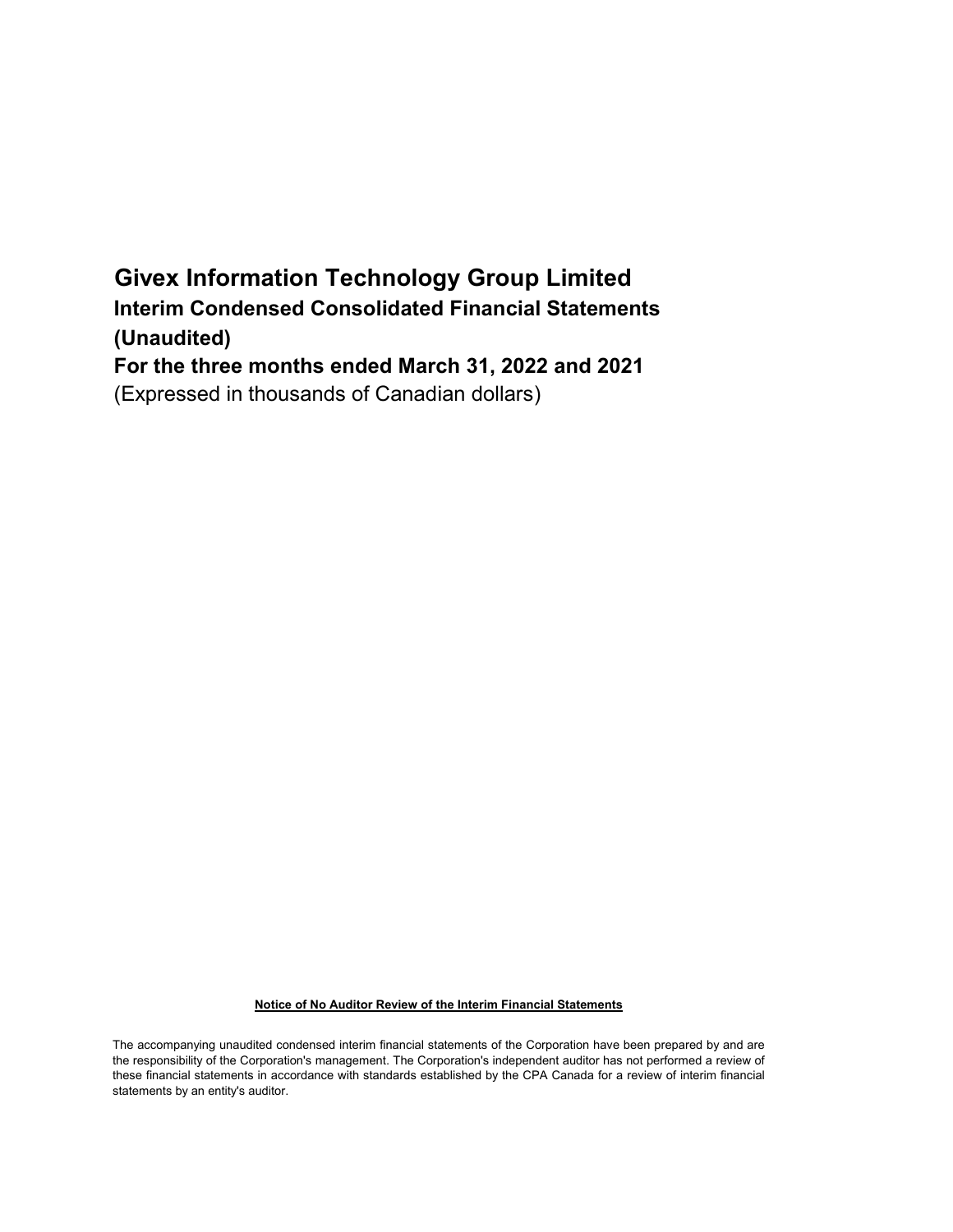# Givex Information Technology Group Limited

## Interim Condensed Consolidated Financial Statements (Unaudited)

## For the three months ended March 31, 2022 and 2021

(Expressed in thousands of Canadian dollars)

**Notice of No Auditor Review of the Interim Financial Statements**

The accompanying unaudited condensed interim financial statements of the Corporation have been prepared by and are the responsibility of the Corporation's management. The Corporation's independent auditor has not performed a review of these financial statements in accordance with standards established by the CPA Canada for a review of interim financial statements by an entity's auditor.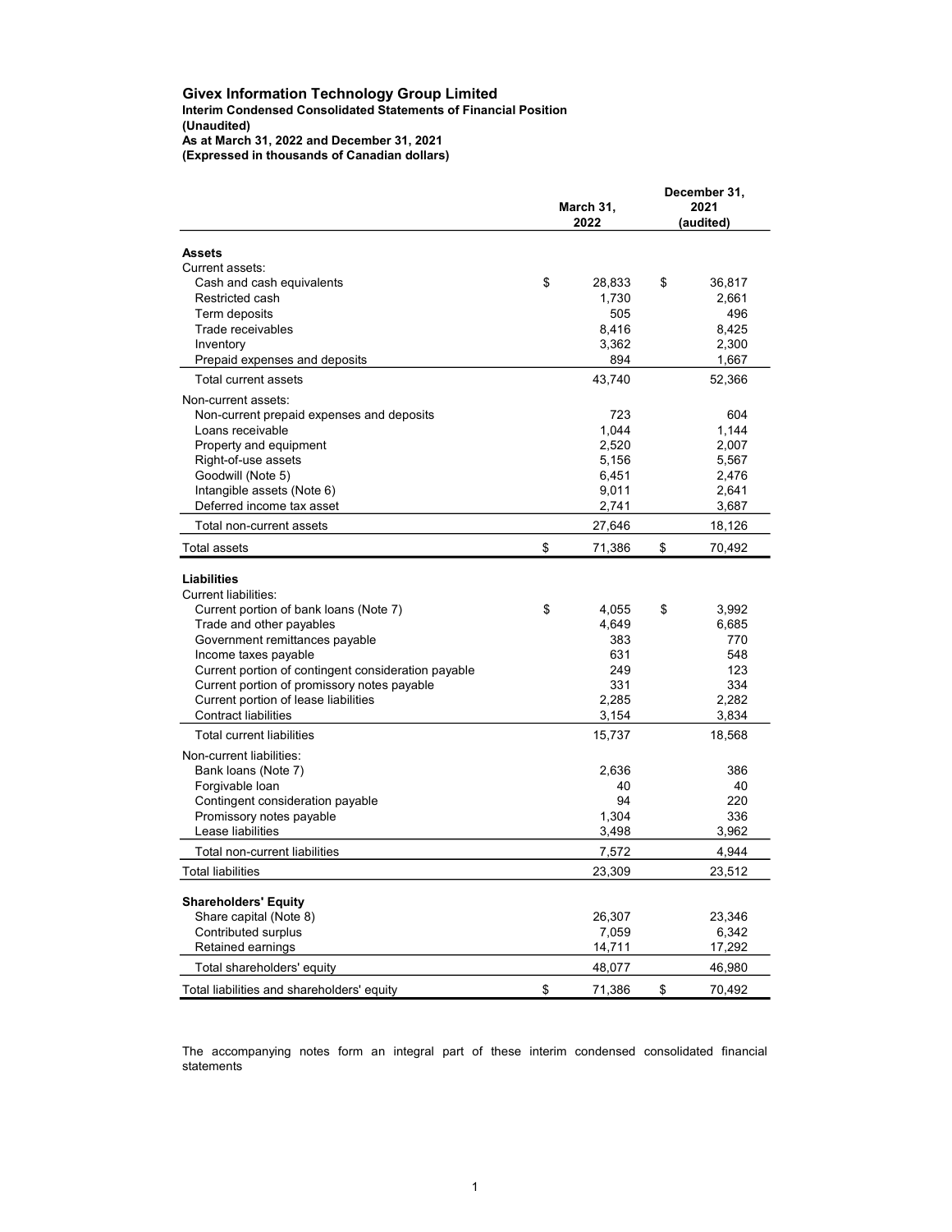**Givex Information Technology Group Limited**
**Interim Condensed Consolidated Statements of Financial Position**
**(Unaudited)**
**As at March 31, 2022 and December 31, 2021**
**(Expressed in thousands of Canadian dollars)**

| | March 31, 2022 | December 31, 2021 (audited) |
|---|---|---|
| **Assets** | | |
| Current assets: | | |
| Cash and cash equivalents | $ 28,833 | $ 36,817 |
| Restricted cash | 1,730 | 2,661 |
| Term deposits | 505 | 496 |
| Trade receivables | 8,416 | 8,425 |
| Inventory | 3,362 | 2,300 |
| Prepaid expenses and deposits | 894 | 1,667 |
| Total current assets | 43,740 | 52,366 |
| Non-current assets: | | |
| Non-current prepaid expenses and deposits | 723 | 604 |
| Loans receivable | 1,044 | 1,144 |
| Property and equipment | 2,520 | 2,007 |
| Right-of-use assets | 5,156 | 5,567 |
| Goodwill (Note 5) | 6,451 | 2,476 |
| Intangible assets (Note 6) | 9,011 | 2,641 |
| Deferred income tax asset | 2,741 | 3,687 |
| Total non-current assets | 27,646 | 18,126 |
| Total assets | $ 71,386 | $ 70,492 |
| **Liabilities** | | |
| Current liabilities: | | |
| Current portion of bank loans (Note 7) | $ 4,055 | $ 3,992 |
| Trade and other payables | 4,649 | 6,685 |
| Government remittances payable | 383 | 770 |
| Income taxes payable | 631 | 548 |
| Current portion of contingent consideration payable | 249 | 123 |
| Current portion of promissory notes payable | 331 | 334 |
| Current portion of lease liabilities | 2,285 | 2,282 |
| Contract liabilities | 3,154 | 3,834 |
| Total current liabilities | 15,737 | 18,568 |
| Non-current liabilities: | | |
| Bank loans (Note 7) | 2,636 | 386 |
| Forgivable loan | 40 | 40 |
| Contingent consideration payable | 94 | 220 |
| Promissory notes payable | 1,304 | 336 |
| Lease liabilities | 3,498 | 3,962 |
| Total non-current liabilities | 7,572 | 4,944 |
| Total liabilities | 23,309 | 23,512 |
| **Shareholders' Equity** | | |
| Share capital (Note 8) | 26,307 | 23,346 |
| Contributed surplus | 7,059 | 6,342 |
| Retained earnings | 14,711 | 17,292 |
| Total shareholders' equity | 48,077 | 46,980 |
| Total liabilities and shareholders' equity | $ 71,386 | $ 70,492 |

The accompanying notes form an integral part of these interim condensed consolidated financial statements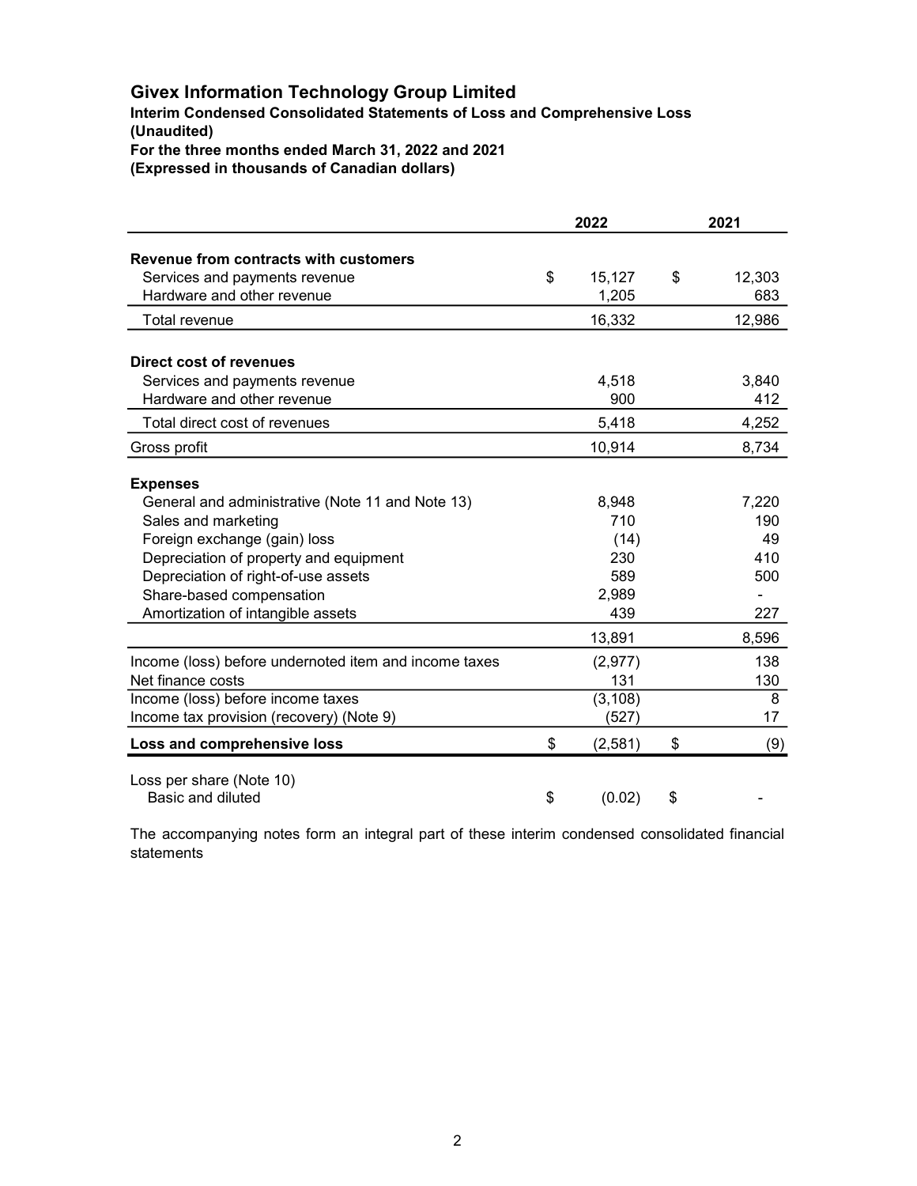# Givex Information Technology Group Limited

**Interim Condensed Consolidated Statements of Loss and Comprehensive Loss**
**(Unaudited)**
**For the three months ended March 31, 2022 and 2021**
**(Expressed in thousands of Canadian dollars)**

| | 2022 | 2021 |
|---|---|---|
| **Revenue from contracts with customers** | | |
| Services and payments revenue | $ 15,127 | $ 12,303 |
| Hardware and other revenue | 1,205 | 683 |
| Total revenue | 16,332 | 12,986 |
| **Direct cost of revenues** | | |
| Services and payments revenue | 4,518 | 3,840 |
| Hardware and other revenue | 900 | 412 |
| Total direct cost of revenues | 5,418 | 4,252 |
| Gross profit | 10,914 | 8,734 |
| **Expenses** | | |
| General and administrative (Note 11 and Note 13) | 8,948 | 7,220 |
| Sales and marketing | 710 | 190 |
| Foreign exchange (gain) loss | (14) | 49 |
| Depreciation of property and equipment | 230 | 410 |
| Depreciation of right-of-use assets | 589 | 500 |
| Share-based compensation | 2,989 | - |
| Amortization of intangible assets | 439 | 227 |
| | 13,891 | 8,596 |
| Income (loss) before undernoted item and income taxes | (2,977) | 138 |
| Net finance costs | 131 | 130 |
| Income (loss) before income taxes | (3,108) | 8 |
| Income tax provision (recovery) (Note 9) | (527) | 17 |
| **Loss and comprehensive loss** | $ (2,581) | $ (9) |
| Loss per share (Note 10) | | |
| Basic and diluted | $ (0.02) | $ - |

The accompanying notes form an integral part of these interim condensed consolidated financial statements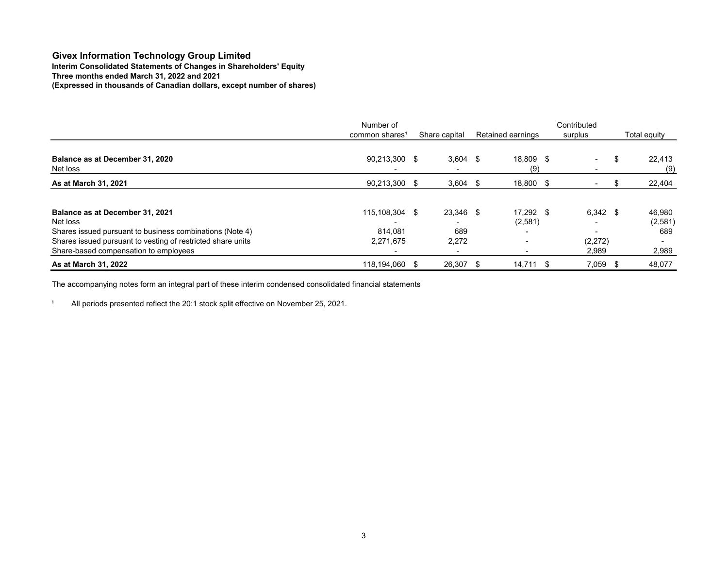**Givex Information Technology Group Limited**
**Interim Consolidated Statements of Changes in Shareholders' Equity**
**Three months ended March 31, 2022 and 2021**
**(Expressed in thousands of Canadian dollars, except number of shares)**

| | Number of common shares[1] | Share capital | Retained earnings | Contributed surplus | Total equity |
|---|---|---|---|---|---|
| **Balance as at December 31, 2020** | 90,213,300 | $ 3,604 | $ 18,809 | $ - | $ 22,413 |
| Net loss | - | - | (9) | - | (9) |
| **As at March 31, 2021** | 90,213,300 | $ 3,604 | $ 18,800 | $ - | $ 22,404 |
| | | | | | |
| **Balance as at December 31, 2021** | 115,108,304 | $ 23,346 | $ 17,292 | $ 6,342 | $ 46,980 |
| Net loss | - | - | (2,581) | - | (2,581) |
| Shares issued pursuant to business combinations (Note 4) | 814,081 | 689 | - | - | 689 |
| Shares issued pursuant to vesting of restricted share units | 2,271,675 | 2,272 | - | (2,272) | - |
| Share-based compensation to employees | - | - | - | 2,989 | 2,989 |
| **As at March 31, 2022** | 118,194,060 | $ 26,307 | $ 14,711 | $ 7,059 | $ 48,077 |

The accompanying notes form an integral part of these interim condensed consolidated financial statements

[1] All periods presented reflect the 20:1 stock split effective on November 25, 2021.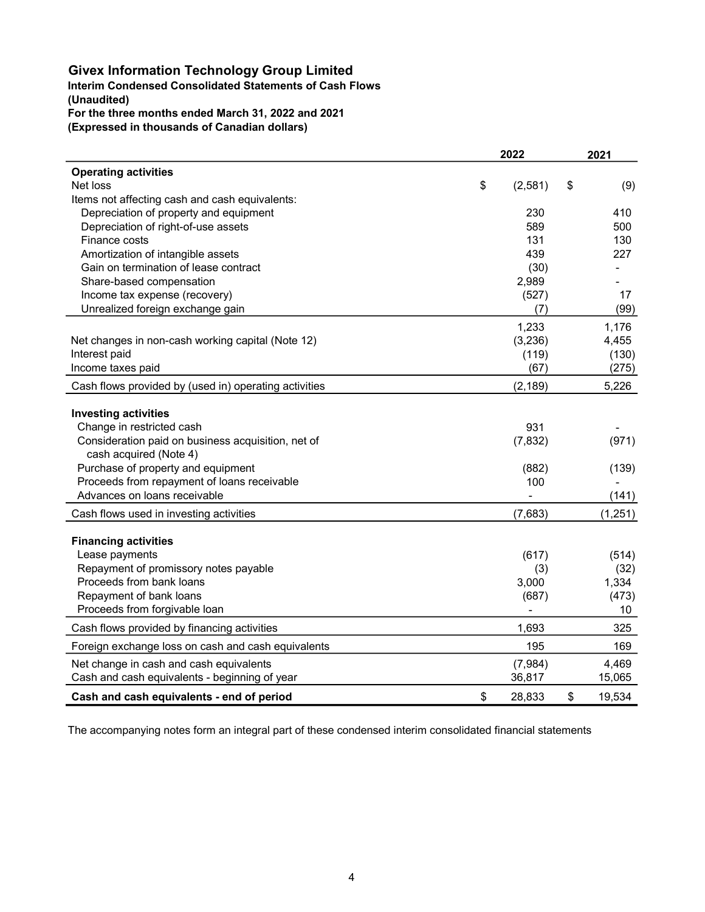# Givex Information Technology Group Limited

**Interim Condensed Consolidated Statements of Cash Flows**
**(Unaudited)**
**For the three months ended March 31, 2022 and 2021**
**(Expressed in thousands of Canadian dollars)**

| | 2022 | 2021 |
|---|---|---|
| **Operating activities** | | |
| Net loss | $ (2,581) | $ (9) |
| Items not affecting cash and cash equivalents: | | |
| Depreciation of property and equipment | 230 | 410 |
| Depreciation of right-of-use assets | 589 | 500 |
| Finance costs | 131 | 130 |
| Amortization of intangible assets | 439 | 227 |
| Gain on termination of lease contract | (30) | - |
| Share-based compensation | 2,989 | - |
| Income tax expense (recovery) | (527) | 17 |
| Unrealized foreign exchange gain | (7) | (99) |
| | 1,233 | 1,176 |
| Net changes in non-cash working capital (Note 12) | (3,236) | 4,455 |
| Interest paid | (119) | (130) |
| Income taxes paid | (67) | (275) |
| Cash flows provided by (used in) operating activities | (2,189) | 5,226 |
| **Investing activities** | | |
| Change in restricted cash | 931 | - |
| Consideration paid on business acquisition, net of cash acquired (Note 4) | (7,832) | (971) |
| Purchase of property and equipment | (882) | (139) |
| Proceeds from repayment of loans receivable | 100 | - |
| Advances on loans receivable | - | (141) |
| Cash flows used in investing activities | (7,683) | (1,251) |
| **Financing activities** | | |
| Lease payments | (617) | (514) |
| Repayment of promissory notes payable | (3) | (32) |
| Proceeds from bank loans | 3,000 | 1,334 |
| Repayment of bank loans | (687) | (473) |
| Proceeds from forgivable loan | - | 10 |
| Cash flows provided by financing activities | 1,693 | 325 |
| Foreign exchange loss on cash and cash equivalents | 195 | 169 |
| Net change in cash and cash equivalents | (7,984) | 4,469 |
| Cash and cash equivalents - beginning of year | 36,817 | 15,065 |
| **Cash and cash equivalents - end of period** | $ 28,833 | $ 19,534 |

The accompanying notes form an integral part of these condensed interim consolidated financial statements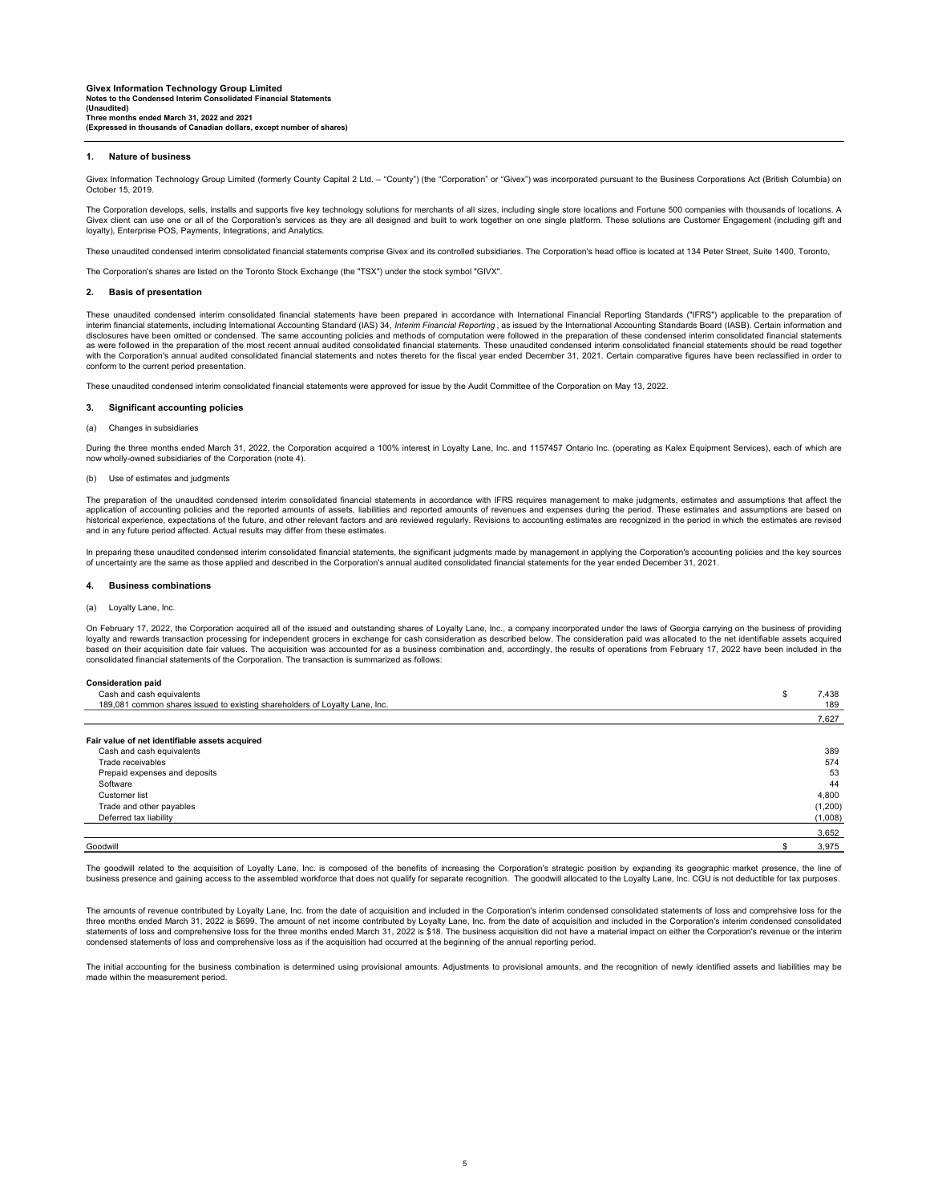**Givex Information Technology Group Limited**
**Notes to the Condensed Interim Consolidated Financial Statements**
**(Unaudited)**
**Three months ended March 31, 2022 and 2021**
**(Expressed in thousands of Canadian dollars, except number of shares)**

## 1. Nature of business

Givex Information Technology Group Limited (formerly County Capital 2 Ltd. – "County") (the "Corporation" or "Givex") was incorporated pursuant to the Business Corporations Act (British Columbia) on October 15, 2019.

The Corporation develops, sells, installs and supports five key technology solutions for merchants of all sizes, including single store locations and Fortune 500 companies with thousands of locations. A Givex client can use one or all of the Corporation's services as they are all designed and built to work together on one single platform. These solutions are Customer Engagement (including gift and loyalty), Enterprise POS, Payments, Integrations, and Analytics.

These unaudited condensed interim consolidated financial statements comprise Givex and its controlled subsidiaries. The Corporation's head office is located at 134 Peter Street, Suite 1400, Toronto,

The Corporation's shares are listed on the Toronto Stock Exchange (the "TSX") under the stock symbol "GIVX".

## 2. Basis of presentation

These unaudited condensed interim consolidated financial statements have been prepared in accordance with International Financial Reporting Standards ("IFRS") applicable to the preparation of interim financial statements, including International Accounting Standard (IAS) 34, *Interim Financial Reporting* , as issued by the International Accounting Standards Board (IASB). Certain information and disclosures have been omitted or condensed. The same accounting policies and methods of computation were followed in the preparation of these condensed interim consolidated financial statements as were followed in the preparation of the most recent annual audited consolidated financial statements. These unaudited condensed interim consolidated financial statements should be read together with the Corporation's annual audited consolidated financial statements and notes thereto for the fiscal year ended December 31, 2021. Certain comparative figures have been reclassified in order to conform to the current period presentation.

These unaudited condensed interim consolidated financial statements were approved for issue by the Audit Committee of the Corporation on May 13, 2022.

## 3. Significant accounting policies

(a) Changes in subsidiaries

During the three months ended March 31, 2022, the Corporation acquired a 100% interest in Loyalty Lane, Inc. and 1157457 Ontario Inc. (operating as Kalex Equipment Services), each of which are now wholly-owned subsidiaries of the Corporation (note 4).

(b) Use of estimates and judgments

The preparation of the unaudited condensed interim consolidated financial statements in accordance with IFRS requires management to make judgments, estimates and assumptions that affect the application of accounting policies and the reported amounts of assets, liabilities and reported amounts of revenues and expenses during the period. These estimates and assumptions are based on historical experience, expectations of the future, and other relevant factors and are reviewed regularly. Revisions to accounting estimates are recognized in the period in which the estimates are revised and in any future period affected. Actual results may differ from these estimates.

In preparing these unaudited condensed interim consolidated financial statements, the significant judgments made by management in applying the Corporation's accounting policies and the key sources of uncertainty are the same as those applied and described in the Corporation's annual audited consolidated financial statements for the year ended December 31, 2021.

## 4. Business combinations

(a) Loyalty Lane, Inc.

On February 17, 2022, the Corporation acquired all of the issued and outstanding shares of Loyalty Lane, Inc., a company incorporated under the laws of Georgia carrying on the business of providing loyalty and rewards transaction processing for independent grocers in exchange for cash consideration as described below. The consideration paid was allocated to the net identifiable assets acquired based on their acquisition date fair values. The acquisition was accounted for as a business combination and, accordingly, the results of operations from February 17, 2022 have been included in the consolidated financial statements of the Corporation. The transaction is summarized as follows:

| | |
|---|---|
| **Consideration paid** | |
| Cash and cash equivalents | $ 7,438 |
| 189,081 common shares issued to existing shareholders of Loyalty Lane, Inc. | 189 |
| | 7,627 |
| **Fair value of net identifiable assets acquired** | |
| Cash and cash equivalents | 389 |
| Trade receivables | 574 |
| Prepaid expenses and deposits | 53 |
| Software | 44 |
| Customer list | 4,800 |
| Trade and other payables | (1,200) |
| Deferred tax liability | (1,008) |
| | 3,652 |
| Goodwill | $ 3,975 |

The goodwill related to the acquisition of Loyalty Lane, Inc. is composed of the benefits of increasing the Corporation's strategic position by expanding its geographic market presence, the line of business presence and gaining access to the assembled workforce that does not qualify for separate recognition. The goodwill allocated to the Loyalty Lane, Inc. CGU is not deductible for tax purposes.

The amounts of revenue contributed by Loyalty Lane, Inc. from the date of acquisition and included in the Corporation's interim condensed consolidated statements of loss and comprehsive loss for the three months ended March 31, 2022 is $699. The amount of net income contributed by Loyalty Lane, Inc. from the date of acquisition and included in the Corporation's interim condensed consolidated statements of loss and comprehensive loss for the three months ended March 31, 2022 is $18. The business acquisition did not have a material impact on either the Corporation's revenue or the interim condensed statements of loss and comprehensive loss as if the acquisition had occurred at the beginning of the annual reporting period.

The initial accounting for the business combination is determined using provisional amounts. Adjustments to provisional amounts, and the recognition of newly identified assets and liabilities may be made within the measurement period.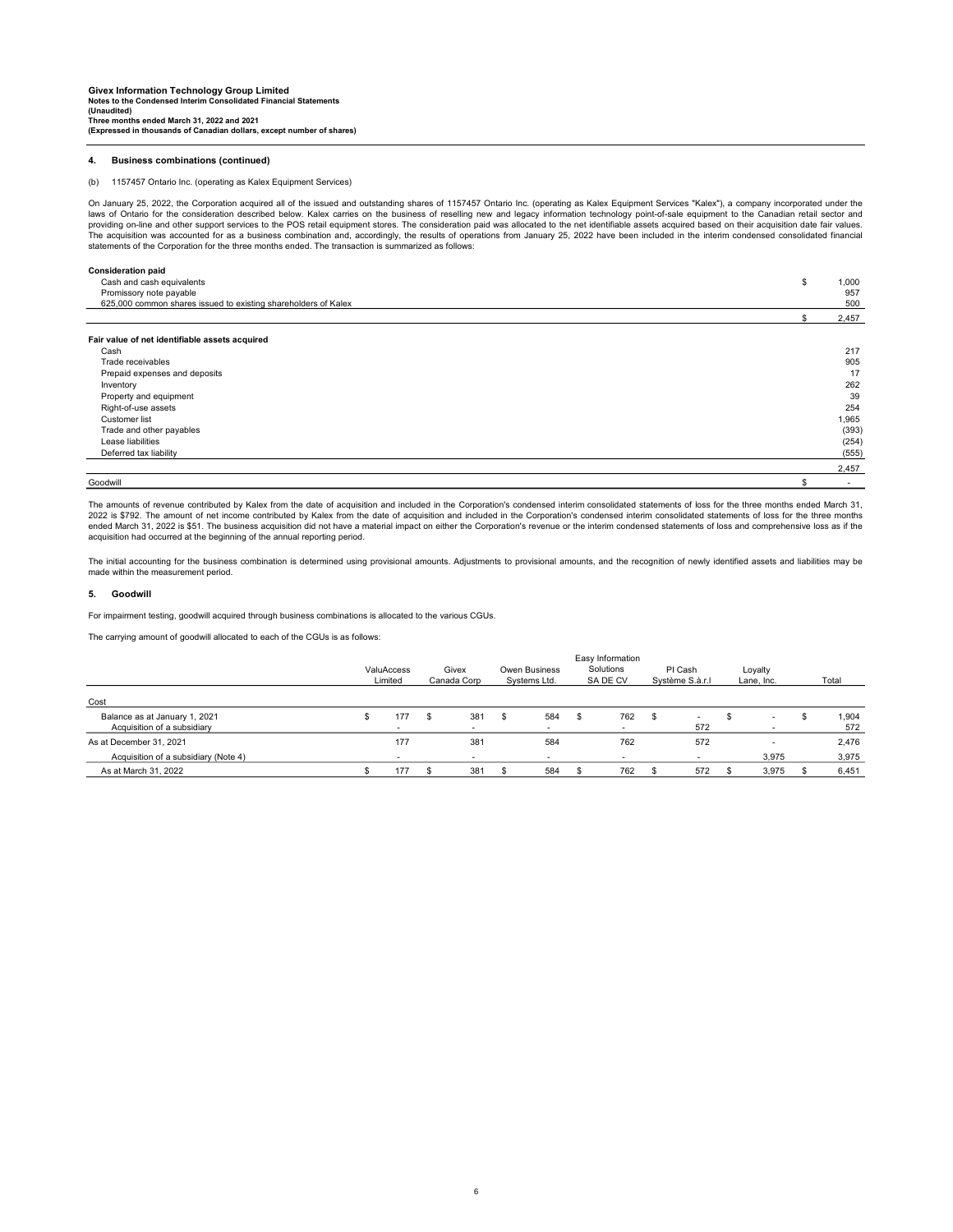### 4. Business combinations (continued)

(b) 1157457 Ontario Inc. (operating as Kalex Equipment Services)

On January 25, 2022, the Corporation acquired all of the issued and outstanding shares of 1157457 Ontario Inc. (operating as Kalex Equipment Services "Kalex"), a company incorporated under the laws of Ontario for the consideration described below. Kalex carries on the business of reselling new and legacy information technology point-of-sale equipment to the Canadian retail sector and providing on-line and other support services to the POS retail equipment stores. The consideration paid was allocated to the net identifiable assets acquired based on their acquisition date fair values. The acquisition was accounted for as a business combination and, accordingly, the results of operations from January 25, 2022 have been included in the interim condensed consolidated financial statements of the Corporation for the three months ended. The transaction is summarized as follows:

| | | |
|---|---|---|
| **Consideration paid** | | |
| Cash and cash equivalents | $ | 1,000 |
| Promissory note payable | | 957 |
| 625,000 common shares issued to existing shareholders of Kalex | | 500 |
| | $ | 2,457 |
| **Fair value of net identifiable assets acquired** | | |
| Cash | | 217 |
| Trade receivables | | 905 |
| Prepaid expenses and deposits | | 17 |
| Inventory | | 262 |
| Property and equipment | | 39 |
| Right-of-use assets | | 254 |
| Customer list | | 1,965 |
| Trade and other payables | | (393) |
| Lease liabilities | | (254) |
| Deferred tax liability | | (555) |
| | | 2,457 |
| Goodwill | $ | - |

The amounts of revenue contributed by Kalex from the date of acquisition and included in the Corporation's condensed interim consolidated statements of loss for the three months ended March 31, 2022 is $792. The amount of net income contributed by Kalex from the date of acquisition and included in the Corporation's condensed interim consolidated statements of loss for the three months ended March 31, 2022 is $51. The business acquisition did not have a material impact on either the Corporation's revenue or the interim condensed statements of loss and comprehensive loss as if the acquisition had occurred at the beginning of the annual reporting period.

The initial accounting for the business combination is determined using provisional amounts. Adjustments to provisional amounts, and the recognition of newly identified assets and liabilities may be made within the measurement period.

### 5. Goodwill

For impairment testing, goodwill acquired through business combinations is allocated to the various CGUs.

The carrying amount of goodwill allocated to each of the CGUs is as follows:

| | ValuAccess Limited | Givex Canada Corp | Owen Business Systems Ltd. | Easy Information Solutions SA DE CV | PI Cash Système S.à.r.l | Loyalty Lane, Inc. | Total |
|---|---|---|---|---|---|---|---|
| Cost | | | | | | | |
| Balance as at January 1, 2021 | $ 177 | $ 381 | $ 584 | $ 762 | $ - | $ - | $ 1,904 |
| Acquisition of a subsidiary | - | - | - | - | 572 | - | 572 |
| As at December 31, 2021 | 177 | 381 | 584 | 762 | 572 | - | 2,476 |
| Acquisition of a subsidiary (Note 4) | - | - | - | - | - | 3,975 | 3,975 |
| As at March 31, 2022 | $ 177 | $ 381 | $ 584 | $ 762 | $ 572 | $ 3,975 | $ 6,451 |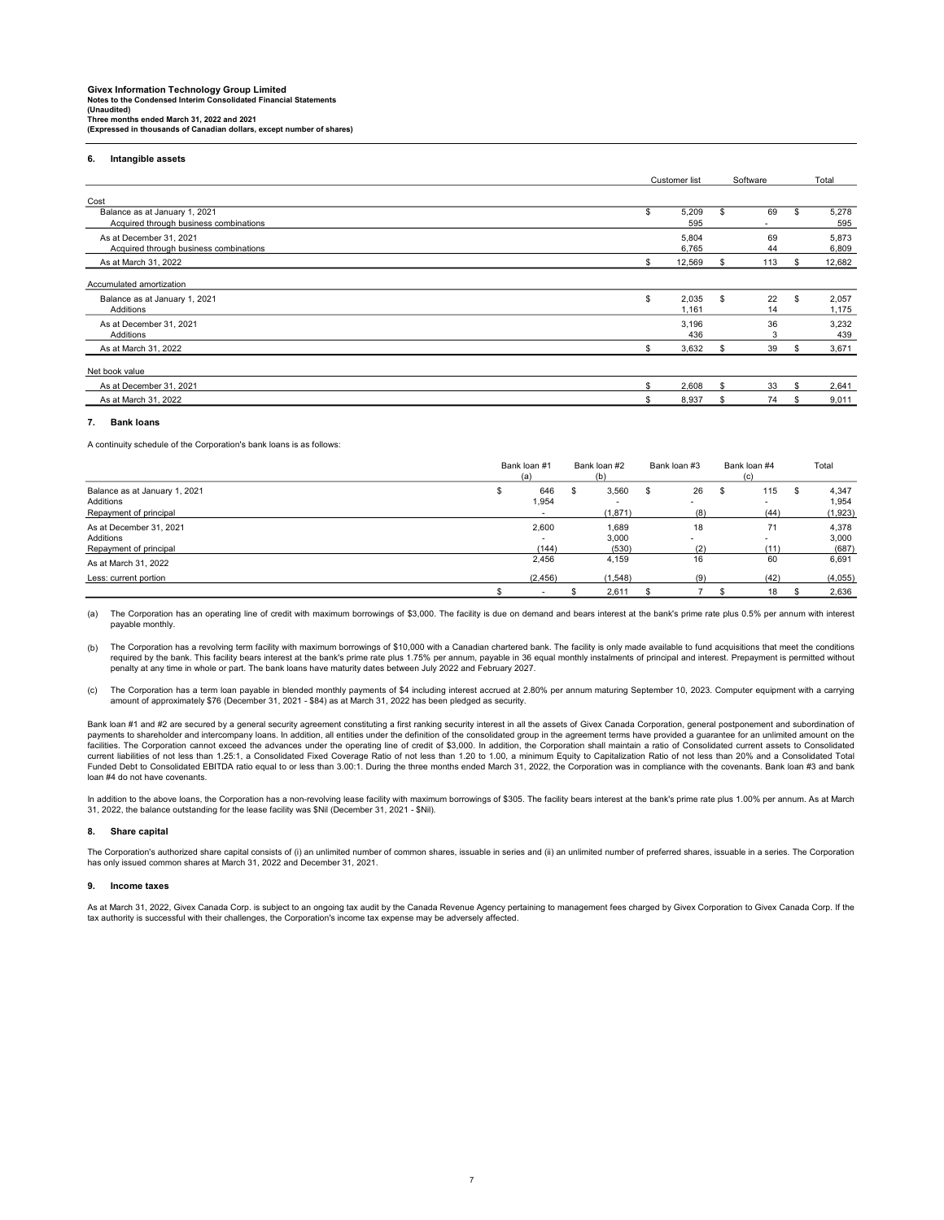## 6. Intangible assets

| | Customer list | Software | Total |
|---|---|---|---|
| **Cost** | | | |
| Balance as at January 1, 2021 | $ 5,209 | $ 69 | $ 5,278 |
| Acquired through business combinations | 595 | - | 595 |
| As at December 31, 2021 | 5,804 | 69 | 5,873 |
| Acquired through business combinations | 6,765 | 44 | 6,809 |
| As at March 31, 2022 | $ 12,569 | $ 113 | $ 12,682 |
| **Accumulated amortization** | | | |
| Balance as at January 1, 2021 | $ 2,035 | $ 22 | $ 2,057 |
| Additions | 1,161 | 14 | 1,175 |
| As at December 31, 2021 | 3,196 | 36 | 3,232 |
| Additions | 436 | 3 | 439 |
| As at March 31, 2022 | $ 3,632 | $ 39 | $ 3,671 |
| **Net book value** | | | |
| As at December 31, 2021 | $ 2,608 | $ 33 | $ 2,641 |
| As at March 31, 2022 | $ 8,937 | $ 74 | $ 9,011 |

## 7. Bank loans

A continuity schedule of the Corporation's bank loans is as follows:

| | Bank loan #1 (a) | Bank loan #2 (b) | Bank loan #3 | Bank loan #4 (c) | Total |
|---|---|---|---|---|---|
| Balance as at January 1, 2021 | $ 646 | $ 3,560 | $ 26 | $ 115 | $ 4,347 |
| Additions | 1,954 | - | - | - | 1,954 |
| Repayment of principal | - | (1,871) | (8) | (44) | (1,923) |
| As at December 31, 2021 | 2,600 | 1,689 | 18 | 71 | 4,378 |
| Additions | - | 3,000 | - | - | 3,000 |
| Repayment of principal | (144) | (530) | (2) | (11) | (687) |
| As at March 31, 2022 | 2,456 | 4,159 | 16 | 60 | 6,691 |
| Less: current portion | (2,456) | (1,548) | (9) | (42) | (4,055) |
| | $ - | $ 2,611 | $ 7 | $ 18 | $ 2,636 |

(a) The Corporation has an operating line of credit with maximum borrowings of $3,000. The facility is due on demand and bears interest at the bank's prime rate plus 0.5% per annum with interest payable monthly.

(b) The Corporation has a revolving term facility with maximum borrowings of $10,000 with a Canadian chartered bank. The facility is only made available to fund acquisitions that meet the conditions required by the bank. This facility bears interest at the bank's prime rate plus 1.75% per annum, payable in 36 equal monthly instalments of principal and interest. Prepayment is permitted without penalty at any time in whole or part. The bank loans have maturity dates between July 2022 and February 2027.

(c) The Corporation has a term loan payable in blended monthly payments of $4 including interest accrued at 2.80% per annum maturing September 10, 2023. Computer equipment with a carrying amount of approximately $76 (December 31, 2021 - $84) as at March 31, 2022 has been pledged as security.

Bank loan #1 and #2 are secured by a general security agreement constituting a first ranking security interest in all the assets of Givex Canada Corporation, general postponement and subordination of payments to shareholder and intercompany loans. In addition, all entities under the definition of the consolidated group in the agreement terms have provided a guarantee for an unlimited amount on the facilities. The Corporation cannot exceed the advances under the operating line of credit of $3,000. In addition, the Corporation shall maintain a ratio of Consolidated current assets to Consolidated current liabilities of not less than 1.25:1, a Consolidated Fixed Coverage Ratio of not less than 1.20 to 1.00, a minimum Equity to Capitalization Ratio of not less than 20% and a Consolidated Total Funded Debt to Consolidated EBITDA ratio equal to or less than 3.00:1. During the three months ended March 31, 2022, the Corporation was in compliance with the covenants. Bank loan #3 and bank loan #4 do not have covenants.

In addition to the above loans, the Corporation has a non-revolving lease facility with maximum borrowings of $305. The facility bears interest at the bank's prime rate plus 1.00% per annum. As at March 31, 2022, the balance outstanding for the lease facility was $Nil (December 31, 2021 - $Nil).

## 8. Share capital

The Corporation's authorized share capital consists of (i) an unlimited number of common shares, issuable in series and (ii) an unlimited number of preferred shares, issuable in a series. The Corporation has only issued common shares at March 31, 2022 and December 31, 2021.

## 9. Income taxes

As at March 31, 2022, Givex Canada Corp. is subject to an ongoing tax audit by the Canada Revenue Agency pertaining to management fees charged by Givex Corporation to Givex Canada Corp. If the tax authority is successful with their challenges, the Corporation's income tax expense may be adversely affected.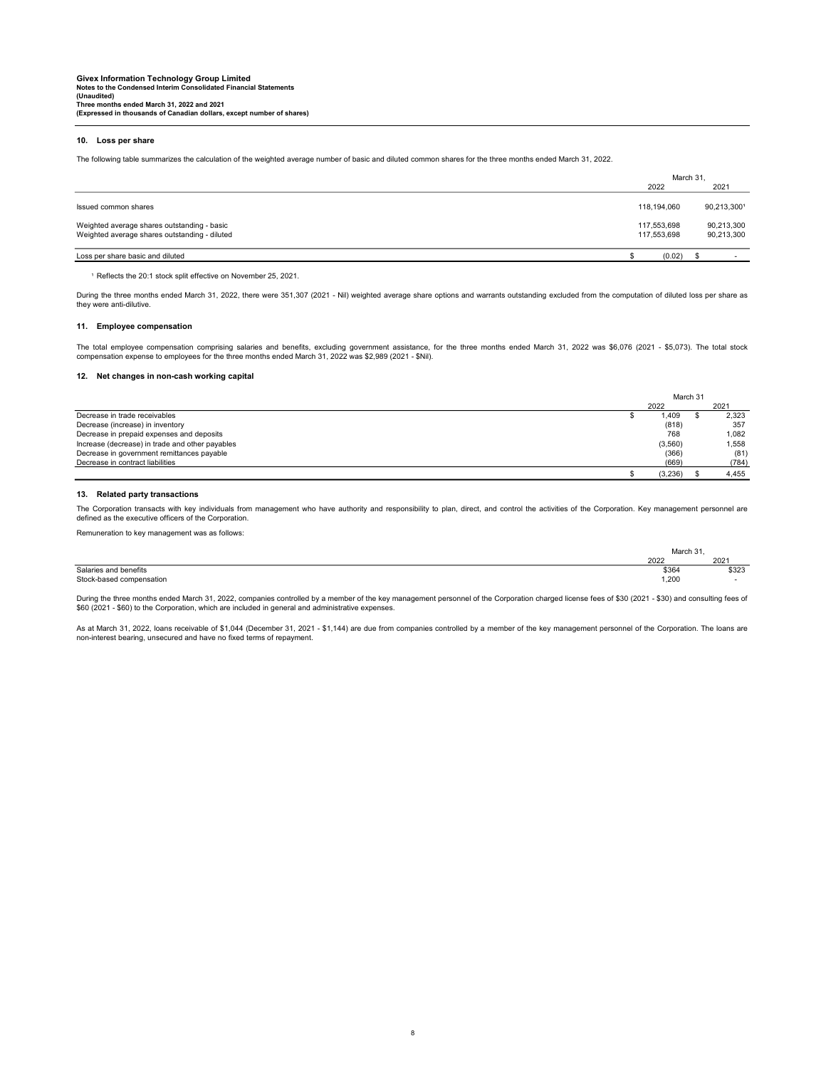**Givex Information Technology Group Limited**
**Notes to the Condensed Interim Consolidated Financial Statements**
**(Unaudited)**
**Three months ended March 31, 2022 and 2021**
**(Expressed in thousands of Canadian dollars, except number of shares)**

## 10. Loss per share

The following table summarizes the calculation of the weighted average number of basic and diluted common shares for the three months ended March 31, 2022.

| | March 31, 2022 | March 31, 2021 |
|---|---|---|
| Issued common shares | 118,194,060 | 90,213,300[1] |
| Weighted average shares outstanding - basic | 117,553,698 | 90,213,300 |
| Weighted average shares outstanding - diluted | 117,553,698 | 90,213,300 |
| Loss per share basic and diluted | $ (0.02) | $ - |

[1] Reflects the 20:1 stock split effective on November 25, 2021.

During the three months ended March 31, 2022, there were 351,307 (2021 - Nil) weighted average share options and warrants outstanding excluded from the computation of diluted loss per share as they were anti-dilutive.

## 11. Employee compensation

The total employee compensation comprising salaries and benefits, excluding government assistance, for the three months ended March 31, 2022 was $6,076 (2021 - $5,073). The total stock compensation expense to employees for the three months ended March 31, 2022 was $2,989 (2021 - $Nil).

## 12. Net changes in non-cash working capital

| | March 31 2022 | March 31 2021 |
|---|---|---|
| Decrease in trade receivables | $ 1,409 | $ 2,323 |
| Decrease (increase) in inventory | (818) | 357 |
| Decrease in prepaid expenses and deposits | 768 | 1,082 |
| Increase (decrease) in trade and other payables | (3,560) | 1,558 |
| Decrease in government remittances payable | (366) | (81) |
| Decrease in contract liabilities | (669) | (784) |
| | $ (3,236) | $ 4,455 |

## 13. Related party transactions

The Corporation transacts with key individuals from management who have authority and responsibility to plan, direct, and control the activities of the Corporation. Key management personnel are defined as the executive officers of the Corporation.

Remuneration to key management was as follows:

| | March 31, 2022 | March 31, 2021 |
|---|---|---|
| Salaries and benefits | $364 | $323 |
| Stock-based compensation | 1,200 | - |

During the three months ended March 31, 2022, companies controlled by a member of the key management personnel of the Corporation charged license fees of $30 (2021 - $30) and consulting fees of $60 (2021 - $60) to the Corporation, which are included in general and administrative expenses.

As at March 31, 2022, loans receivable of $1,044 (December 31, 2021 - $1,144) are due from companies controlled by a member of the key management personnel of the Corporation. The loans are non-interest bearing, unsecured and have no fixed terms of repayment.